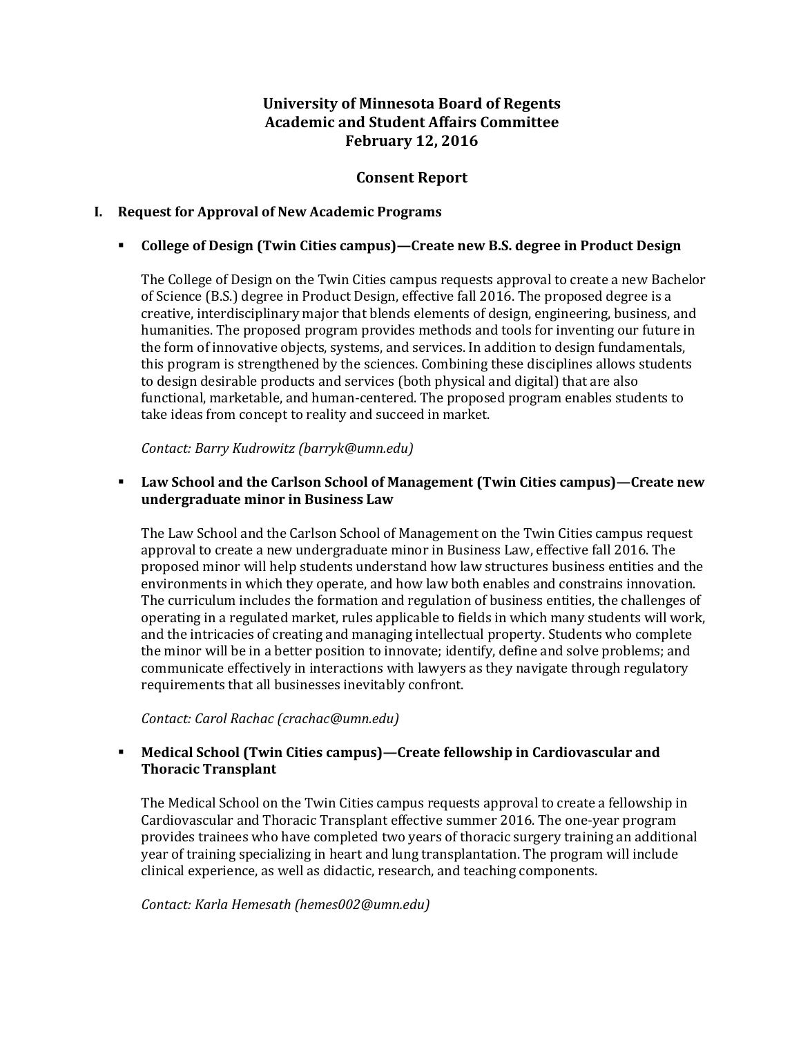# University of Minnesota Board of Regents
# Academic and Student Affairs Committee
# February 12, 2016

## Consent Report

### I. Request for Approval of New Academic Programs

- **College of Design (Twin Cities campus)—Create new B.S. degree in Product Design**

  The College of Design on the Twin Cities campus requests approval to create a new Bachelor of Science (B.S.) degree in Product Design, effective fall 2016. The proposed degree is a creative, interdisciplinary major that blends elements of design, engineering, business, and humanities. The proposed program provides methods and tools for inventing our future in the form of innovative objects, systems, and services. In addition to design fundamentals, this program is strengthened by the sciences. Combining these disciplines allows students to design desirable products and services (both physical and digital) that are also functional, marketable, and human-centered. The proposed program enables students to take ideas from concept to reality and succeed in market.

  *Contact: Barry Kudrowitz (barryk@umn.edu)*

- **Law School and the Carlson School of Management (Twin Cities campus)—Create new undergraduate minor in Business Law**

  The Law School and the Carlson School of Management on the Twin Cities campus request approval to create a new undergraduate minor in Business Law, effective fall 2016. The proposed minor will help students understand how law structures business entities and the environments in which they operate, and how law both enables and constrains innovation. The curriculum includes the formation and regulation of business entities, the challenges of operating in a regulated market, rules applicable to fields in which many students will work, and the intricacies of creating and managing intellectual property. Students who complete the minor will be in a better position to innovate; identify, define and solve problems; and communicate effectively in interactions with lawyers as they navigate through regulatory requirements that all businesses inevitably confront.

  *Contact: Carol Rachac (crachac@umn.edu)*

- **Medical School (Twin Cities campus)—Create fellowship in Cardiovascular and Thoracic Transplant**

  The Medical School on the Twin Cities campus requests approval to create a fellowship in Cardiovascular and Thoracic Transplant effective summer 2016. The one-year program provides trainees who have completed two years of thoracic surgery training an additional year of training specializing in heart and lung transplantation. The program will include clinical experience, as well as didactic, research, and teaching components.

  *Contact: Karla Hemesath (hemes002@umn.edu)*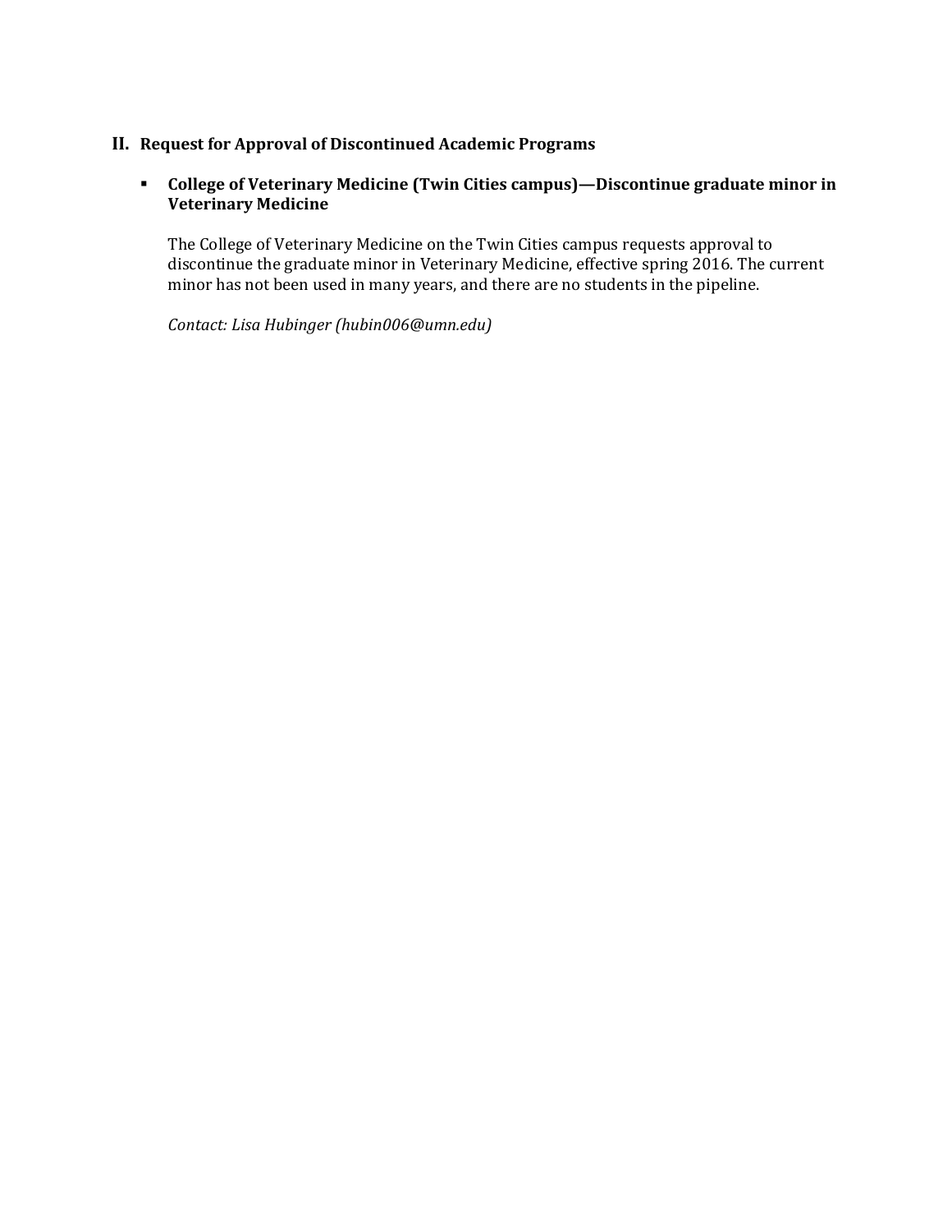## II. Request for Approval of Discontinued Academic Programs

- **College of Veterinary Medicine (Twin Cities campus)—Discontinue graduate minor in Veterinary Medicine**

  The College of Veterinary Medicine on the Twin Cities campus requests approval to discontinue the graduate minor in Veterinary Medicine, effective spring 2016. The current minor has not been used in many years, and there are no students in the pipeline.

  *Contact: Lisa Hubinger (hubin006@umn.edu)*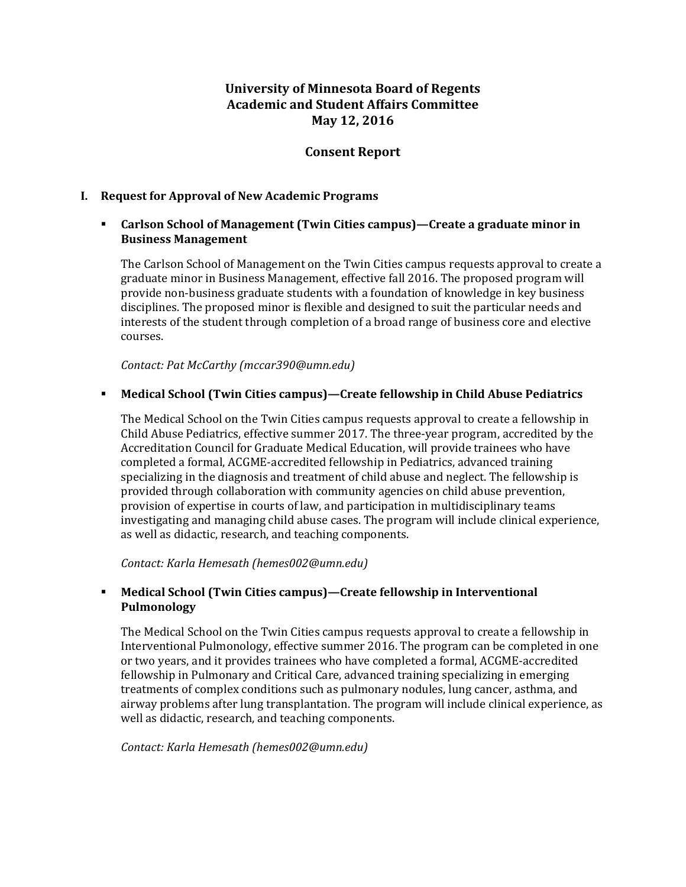# University of Minnesota Board of Regents
# Academic and Student Affairs Committee
# May 12, 2016

## Consent Report

### I. Request for Approval of New Academic Programs

- **Carlson School of Management (Twin Cities campus)—Create a graduate minor in Business Management**

  The Carlson School of Management on the Twin Cities campus requests approval to create a graduate minor in Business Management, effective fall 2016. The proposed program will provide non-business graduate students with a foundation of knowledge in key business disciplines. The proposed minor is flexible and designed to suit the particular needs and interests of the student through completion of a broad range of business core and elective courses.

  *Contact: Pat McCarthy (mccar390@umn.edu)*

- **Medical School (Twin Cities campus)—Create fellowship in Child Abuse Pediatrics**

  The Medical School on the Twin Cities campus requests approval to create a fellowship in Child Abuse Pediatrics, effective summer 2017. The three-year program, accredited by the Accreditation Council for Graduate Medical Education, will provide trainees who have completed a formal, ACGME-accredited fellowship in Pediatrics, advanced training specializing in the diagnosis and treatment of child abuse and neglect. The fellowship is provided through collaboration with community agencies on child abuse prevention, provision of expertise in courts of law, and participation in multidisciplinary teams investigating and managing child abuse cases. The program will include clinical experience, as well as didactic, research, and teaching components.

  *Contact: Karla Hemesath (hemes002@umn.edu)*

- **Medical School (Twin Cities campus)—Create fellowship in Interventional Pulmonology**

  The Medical School on the Twin Cities campus requests approval to create a fellowship in Interventional Pulmonology, effective summer 2016. The program can be completed in one or two years, and it provides trainees who have completed a formal, ACGME-accredited fellowship in Pulmonary and Critical Care, advanced training specializing in emerging treatments of complex conditions such as pulmonary nodules, lung cancer, asthma, and airway problems after lung transplantation. The program will include clinical experience, as well as didactic, research, and teaching components.

  *Contact: Karla Hemesath (hemes002@umn.edu)*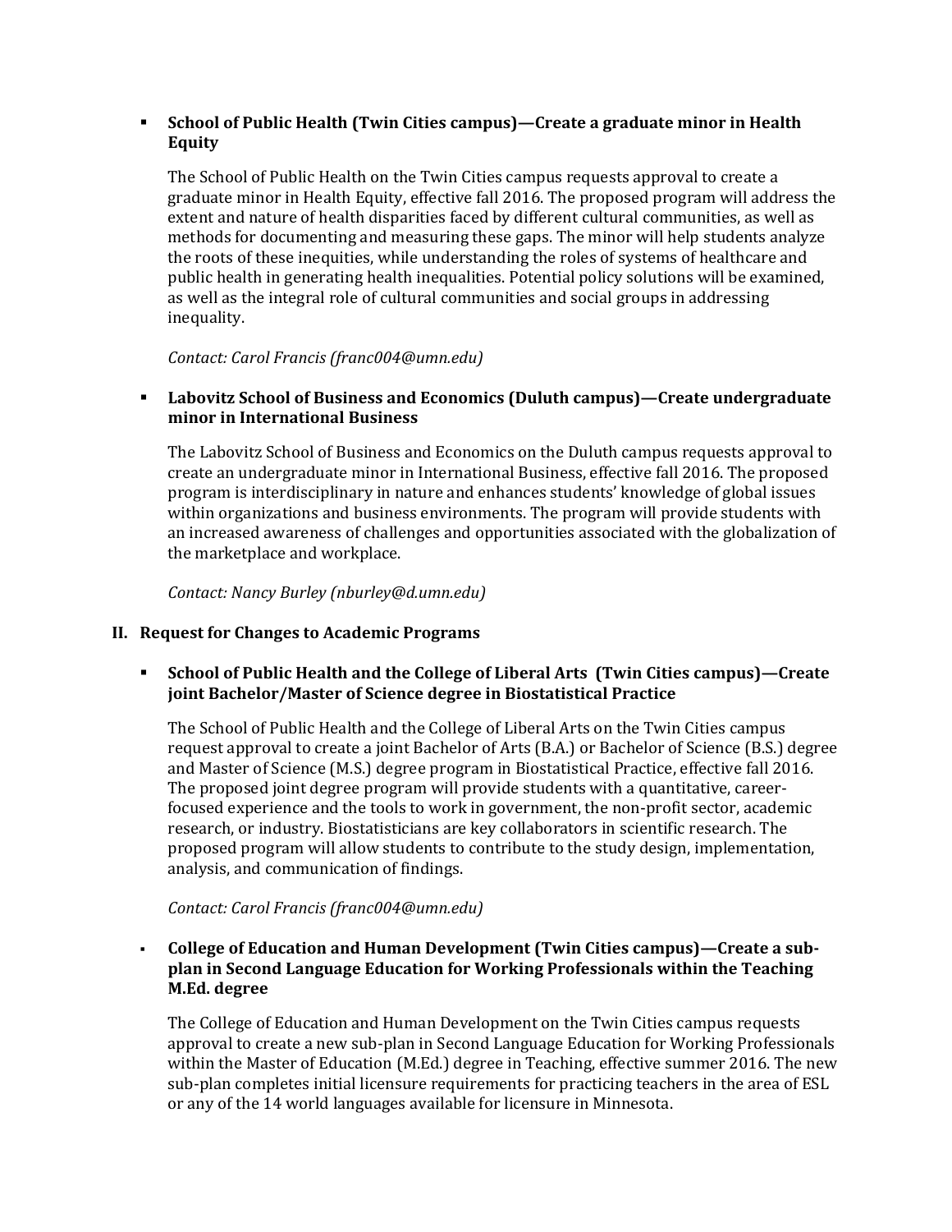- **School of Public Health (Twin Cities campus)—Create a graduate minor in Health Equity**

  The School of Public Health on the Twin Cities campus requests approval to create a graduate minor in Health Equity, effective fall 2016. The proposed program will address the extent and nature of health disparities faced by different cultural communities, as well as methods for documenting and measuring these gaps. The minor will help students analyze the roots of these inequities, while understanding the roles of systems of healthcare and public health in generating health inequalities. Potential policy solutions will be examined, as well as the integral role of cultural communities and social groups in addressing inequality.

  *Contact: Carol Francis (franc004@umn.edu)*

- **Labovitz School of Business and Economics (Duluth campus)—Create undergraduate minor in International Business**

  The Labovitz School of Business and Economics on the Duluth campus requests approval to create an undergraduate minor in International Business, effective fall 2016. The proposed program is interdisciplinary in nature and enhances students' knowledge of global issues within organizations and business environments. The program will provide students with an increased awareness of challenges and opportunities associated with the globalization of the marketplace and workplace.

  *Contact: Nancy Burley (nburley@d.umn.edu)*

## II. Request for Changes to Academic Programs

- **School of Public Health and the College of Liberal Arts (Twin Cities campus)—Create joint Bachelor/Master of Science degree in Biostatistical Practice**

  The School of Public Health and the College of Liberal Arts on the Twin Cities campus request approval to create a joint Bachelor of Arts (B.A.) or Bachelor of Science (B.S.) degree and Master of Science (M.S.) degree program in Biostatistical Practice, effective fall 2016. The proposed joint degree program will provide students with a quantitative, career-focused experience and the tools to work in government, the non-profit sector, academic research, or industry. Biostatisticians are key collaborators in scientific research. The proposed program will allow students to contribute to the study design, implementation, analysis, and communication of findings.

  *Contact: Carol Francis (franc004@umn.edu)*

- **College of Education and Human Development (Twin Cities campus)—Create a sub-plan in Second Language Education for Working Professionals within the Teaching M.Ed. degree**

  The College of Education and Human Development on the Twin Cities campus requests approval to create a new sub-plan in Second Language Education for Working Professionals within the Master of Education (M.Ed.) degree in Teaching, effective summer 2016. The new sub-plan completes initial licensure requirements for practicing teachers in the area of ESL or any of the 14 world languages available for licensure in Minnesota.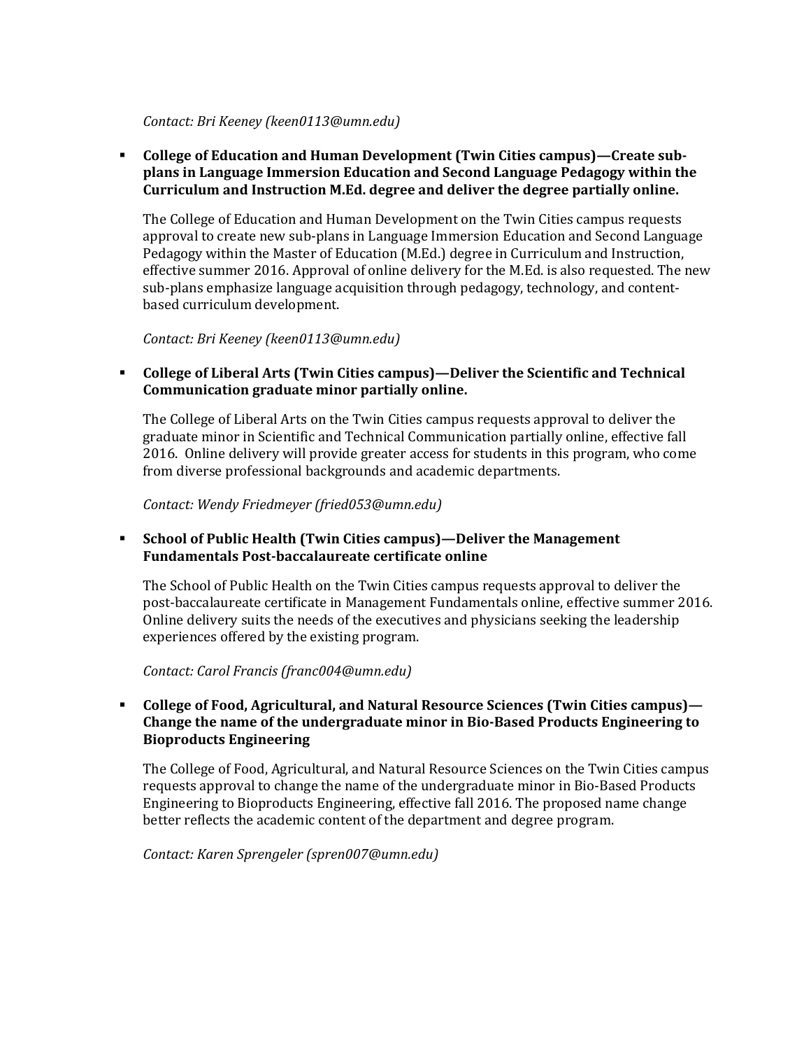*Contact: Bri Keeney (keen0113@umn.edu)*

- **College of Education and Human Development (Twin Cities campus)—Create sub-plans in Language Immersion Education and Second Language Pedagogy within the Curriculum and Instruction M.Ed. degree and deliver the degree partially online.**

  The College of Education and Human Development on the Twin Cities campus requests approval to create new sub-plans in Language Immersion Education and Second Language Pedagogy within the Master of Education (M.Ed.) degree in Curriculum and Instruction, effective summer 2016. Approval of online delivery for the M.Ed. is also requested. The new sub-plans emphasize language acquisition through pedagogy, technology, and content-based curriculum development.

  *Contact: Bri Keeney (keen0113@umn.edu)*

- **College of Liberal Arts (Twin Cities campus)—Deliver the Scientific and Technical Communication graduate minor partially online.**

  The College of Liberal Arts on the Twin Cities campus requests approval to deliver the graduate minor in Scientific and Technical Communication partially online, effective fall 2016. Online delivery will provide greater access for students in this program, who come from diverse professional backgrounds and academic departments.

  *Contact: Wendy Friedmeyer (fried053@umn.edu)*

- **School of Public Health (Twin Cities campus)—Deliver the Management Fundamentals Post-baccalaureate certificate online**

  The School of Public Health on the Twin Cities campus requests approval to deliver the post-baccalaureate certificate in Management Fundamentals online, effective summer 2016. Online delivery suits the needs of the executives and physicians seeking the leadership experiences offered by the existing program.

  *Contact: Carol Francis (franc004@umn.edu)*

- **College of Food, Agricultural, and Natural Resource Sciences (Twin Cities campus)—Change the name of the undergraduate minor in Bio-Based Products Engineering to Bioproducts Engineering**

  The College of Food, Agricultural, and Natural Resource Sciences on the Twin Cities campus requests approval to change the name of the undergraduate minor in Bio-Based Products Engineering to Bioproducts Engineering, effective fall 2016. The proposed name change better reflects the academic content of the department and degree program.

  *Contact: Karen Sprengeler (spren007@umn.edu)*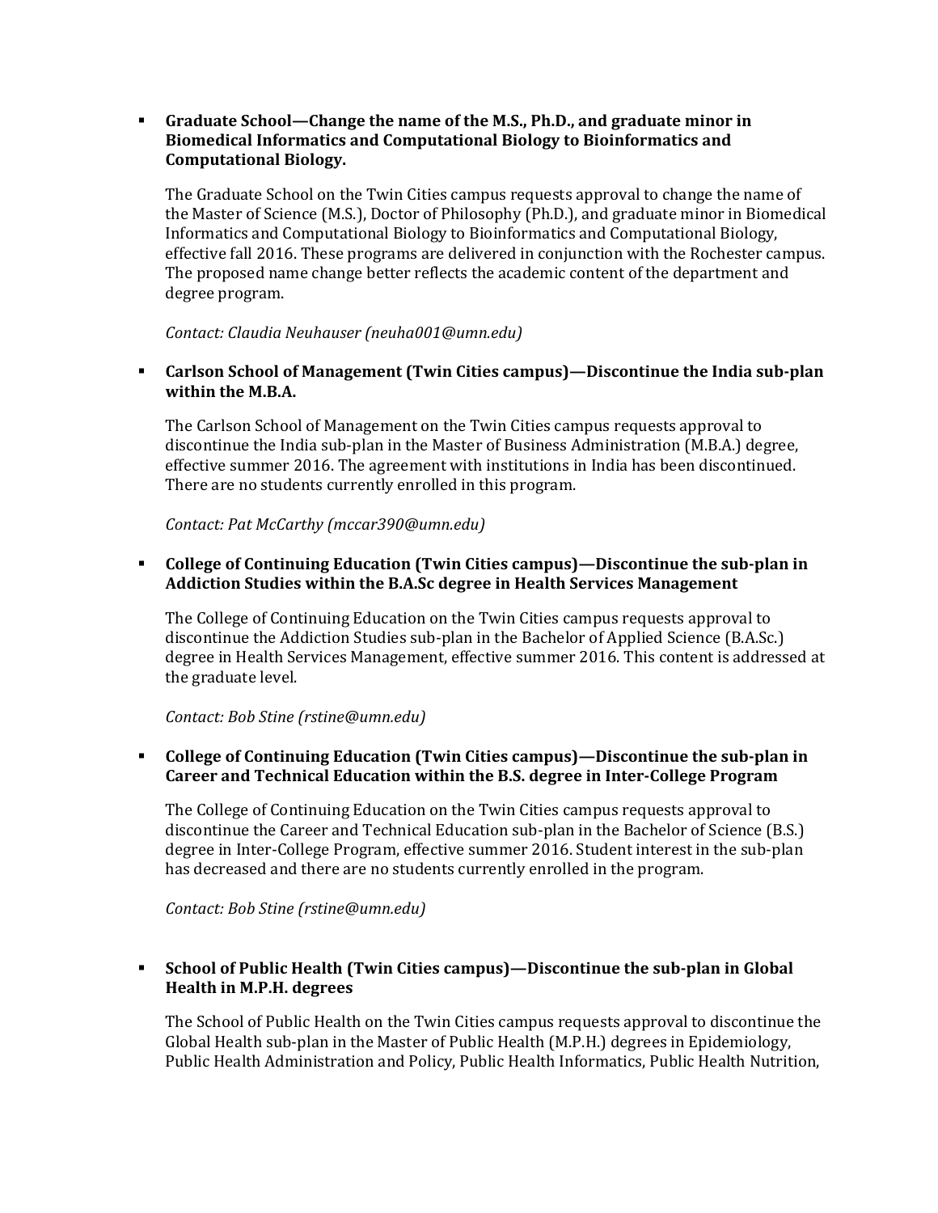- **Graduate School—Change the name of the M.S., Ph.D., and graduate minor in Biomedical Informatics and Computational Biology to Bioinformatics and Computational Biology.**

  The Graduate School on the Twin Cities campus requests approval to change the name of the Master of Science (M.S.), Doctor of Philosophy (Ph.D.), and graduate minor in Biomedical Informatics and Computational Biology to Bioinformatics and Computational Biology, effective fall 2016. These programs are delivered in conjunction with the Rochester campus. The proposed name change better reflects the academic content of the department and degree program.

  *Contact: Claudia Neuhauser (neuha001@umn.edu)*

- **Carlson School of Management (Twin Cities campus)—Discontinue the India sub-plan within the M.B.A.**

  The Carlson School of Management on the Twin Cities campus requests approval to discontinue the India sub-plan in the Master of Business Administration (M.B.A.) degree, effective summer 2016. The agreement with institutions in India has been discontinued. There are no students currently enrolled in this program.

  *Contact: Pat McCarthy (mccar390@umn.edu)*

- **College of Continuing Education (Twin Cities campus)—Discontinue the sub-plan in Addiction Studies within the B.A.Sc degree in Health Services Management**

  The College of Continuing Education on the Twin Cities campus requests approval to discontinue the Addiction Studies sub-plan in the Bachelor of Applied Science (B.A.Sc.) degree in Health Services Management, effective summer 2016. This content is addressed at the graduate level.

  *Contact: Bob Stine (rstine@umn.edu)*

- **College of Continuing Education (Twin Cities campus)—Discontinue the sub-plan in Career and Technical Education within the B.S. degree in Inter-College Program**

  The College of Continuing Education on the Twin Cities campus requests approval to discontinue the Career and Technical Education sub-plan in the Bachelor of Science (B.S.) degree in Inter-College Program, effective summer 2016. Student interest in the sub-plan has decreased and there are no students currently enrolled in the program.

  *Contact: Bob Stine (rstine@umn.edu)*

- **School of Public Health (Twin Cities campus)—Discontinue the sub-plan in Global Health in M.P.H. degrees**

  The School of Public Health on the Twin Cities campus requests approval to discontinue the Global Health sub-plan in the Master of Public Health (M.P.H.) degrees in Epidemiology, Public Health Administration and Policy, Public Health Informatics, Public Health Nutrition,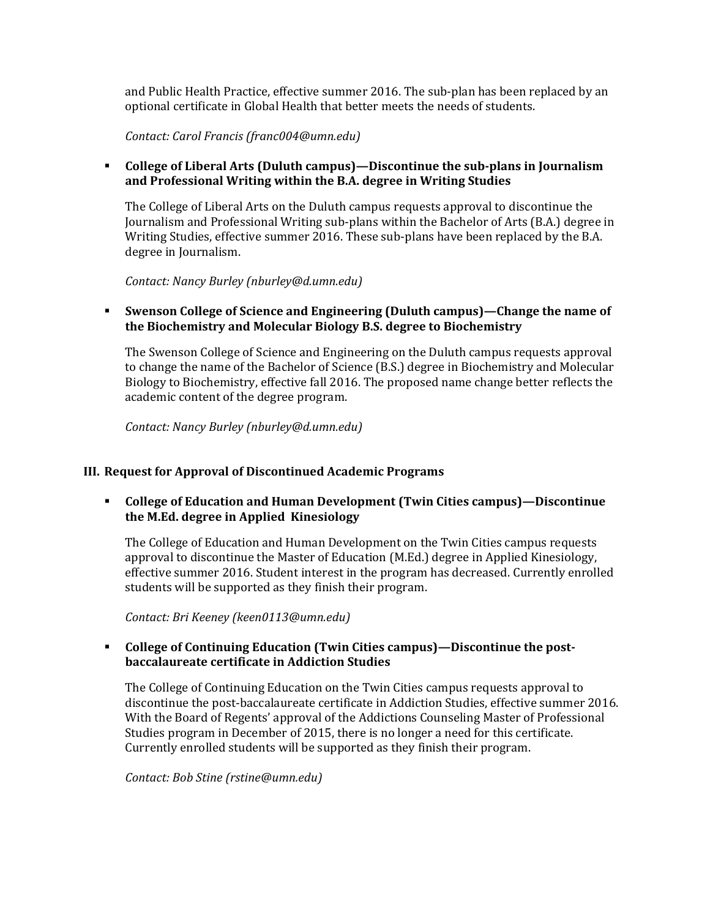and Public Health Practice, effective summer 2016. The sub-plan has been replaced by an optional certificate in Global Health that better meets the needs of students.

*Contact: Carol Francis (franc004@umn.edu)*

- **College of Liberal Arts (Duluth campus)—Discontinue the sub-plans in Journalism and Professional Writing within the B.A. degree in Writing Studies**

  The College of Liberal Arts on the Duluth campus requests approval to discontinue the Journalism and Professional Writing sub-plans within the Bachelor of Arts (B.A.) degree in Writing Studies, effective summer 2016. These sub-plans have been replaced by the B.A. degree in Journalism.

  *Contact: Nancy Burley (nburley@d.umn.edu)*

- **Swenson College of Science and Engineering (Duluth campus)—Change the name of the Biochemistry and Molecular Biology B.S. degree to Biochemistry**

  The Swenson College of Science and Engineering on the Duluth campus requests approval to change the name of the Bachelor of Science (B.S.) degree in Biochemistry and Molecular Biology to Biochemistry, effective fall 2016. The proposed name change better reflects the academic content of the degree program.

  *Contact: Nancy Burley (nburley@d.umn.edu)*

## III. Request for Approval of Discontinued Academic Programs

- **College of Education and Human Development (Twin Cities campus)—Discontinue the M.Ed. degree in Applied Kinesiology**

  The College of Education and Human Development on the Twin Cities campus requests approval to discontinue the Master of Education (M.Ed.) degree in Applied Kinesiology, effective summer 2016. Student interest in the program has decreased. Currently enrolled students will be supported as they finish their program.

  *Contact: Bri Keeney (keen0113@umn.edu)*

- **College of Continuing Education (Twin Cities campus)—Discontinue the post-baccalaureate certificate in Addiction Studies**

  The College of Continuing Education on the Twin Cities campus requests approval to discontinue the post-baccalaureate certificate in Addiction Studies, effective summer 2016. With the Board of Regents' approval of the Addictions Counseling Master of Professional Studies program in December of 2015, there is no longer a need for this certificate. Currently enrolled students will be supported as they finish their program.

  *Contact: Bob Stine (rstine@umn.edu)*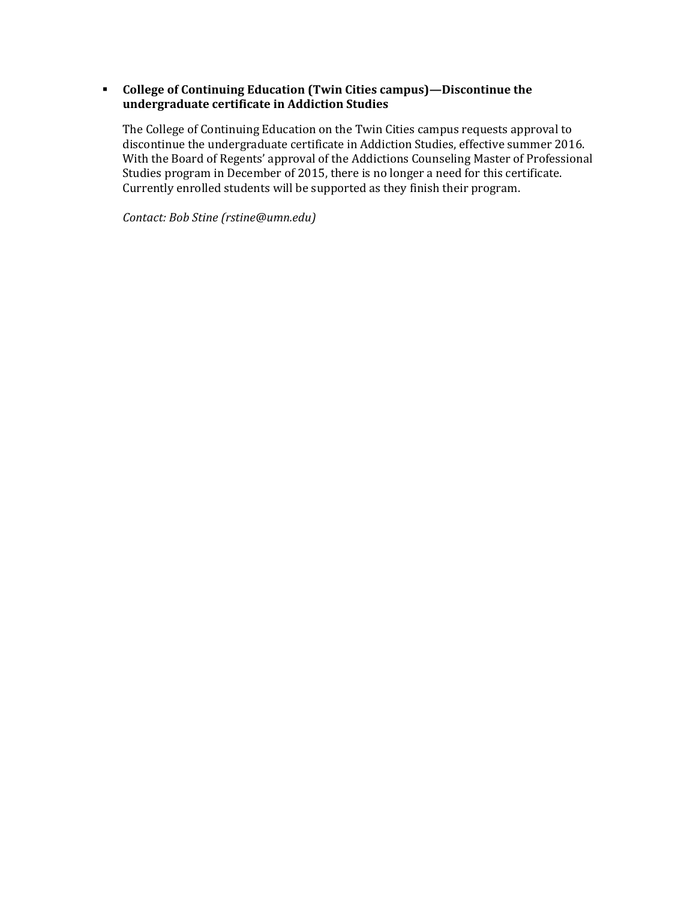- **College of Continuing Education (Twin Cities campus)—Discontinue the undergraduate certificate in Addiction Studies**

  The College of Continuing Education on the Twin Cities campus requests approval to discontinue the undergraduate certificate in Addiction Studies, effective summer 2016. With the Board of Regents' approval of the Addictions Counseling Master of Professional Studies program in December of 2015, there is no longer a need for this certificate. Currently enrolled students will be supported as they finish their program.

  *Contact: Bob Stine (rstine@umn.edu)*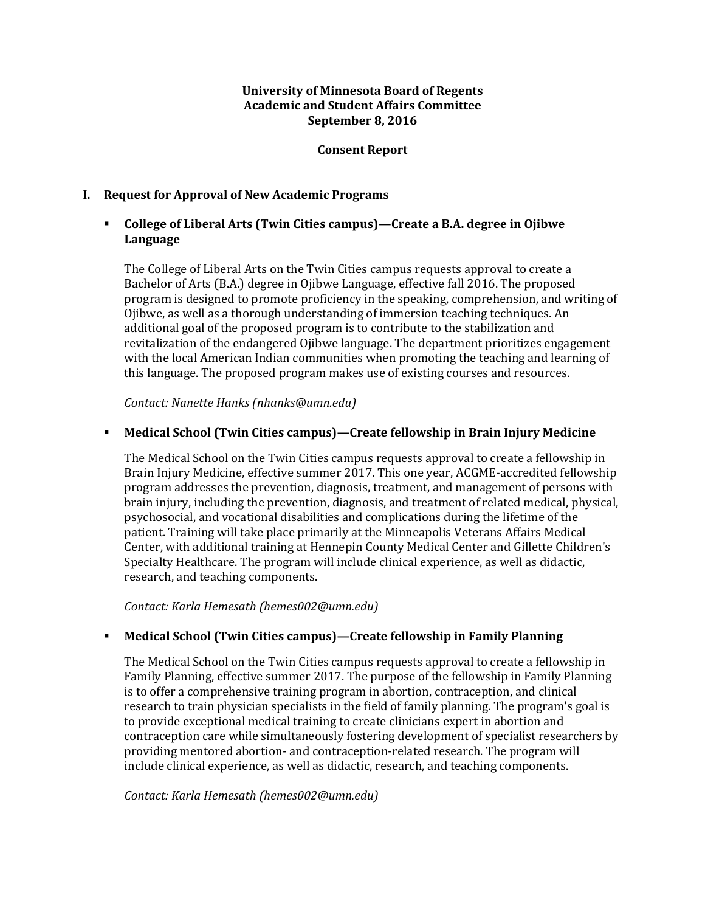**University of Minnesota Board of Regents**
**Academic and Student Affairs Committee**
**September 8, 2016**

**Consent Report**

## I. Request for Approval of New Academic Programs

- **College of Liberal Arts (Twin Cities campus)—Create a B.A. degree in Ojibwe Language**

  The College of Liberal Arts on the Twin Cities campus requests approval to create a Bachelor of Arts (B.A.) degree in Ojibwe Language, effective fall 2016. The proposed program is designed to promote proficiency in the speaking, comprehension, and writing of Ojibwe, as well as a thorough understanding of immersion teaching techniques. An additional goal of the proposed program is to contribute to the stabilization and revitalization of the endangered Ojibwe language. The department prioritizes engagement with the local American Indian communities when promoting the teaching and learning of this language. The proposed program makes use of existing courses and resources.

  *Contact: Nanette Hanks (nhanks@umn.edu)*

- **Medical School (Twin Cities campus)—Create fellowship in Brain Injury Medicine**

  The Medical School on the Twin Cities campus requests approval to create a fellowship in Brain Injury Medicine, effective summer 2017. This one year, ACGME-accredited fellowship program addresses the prevention, diagnosis, treatment, and management of persons with brain injury, including the prevention, diagnosis, and treatment of related medical, physical, psychosocial, and vocational disabilities and complications during the lifetime of the patient. Training will take place primarily at the Minneapolis Veterans Affairs Medical Center, with additional training at Hennepin County Medical Center and Gillette Children's Specialty Healthcare. The program will include clinical experience, as well as didactic, research, and teaching components.

  *Contact: Karla Hemesath (hemes002@umn.edu)*

- **Medical School (Twin Cities campus)—Create fellowship in Family Planning**

  The Medical School on the Twin Cities campus requests approval to create a fellowship in Family Planning, effective summer 2017. The purpose of the fellowship in Family Planning is to offer a comprehensive training program in abortion, contraception, and clinical research to train physician specialists in the field of family planning. The program's goal is to provide exceptional medical training to create clinicians expert in abortion and contraception care while simultaneously fostering development of specialist researchers by providing mentored abortion- and contraception-related research. The program will include clinical experience, as well as didactic, research, and teaching components.

  *Contact: Karla Hemesath (hemes002@umn.edu)*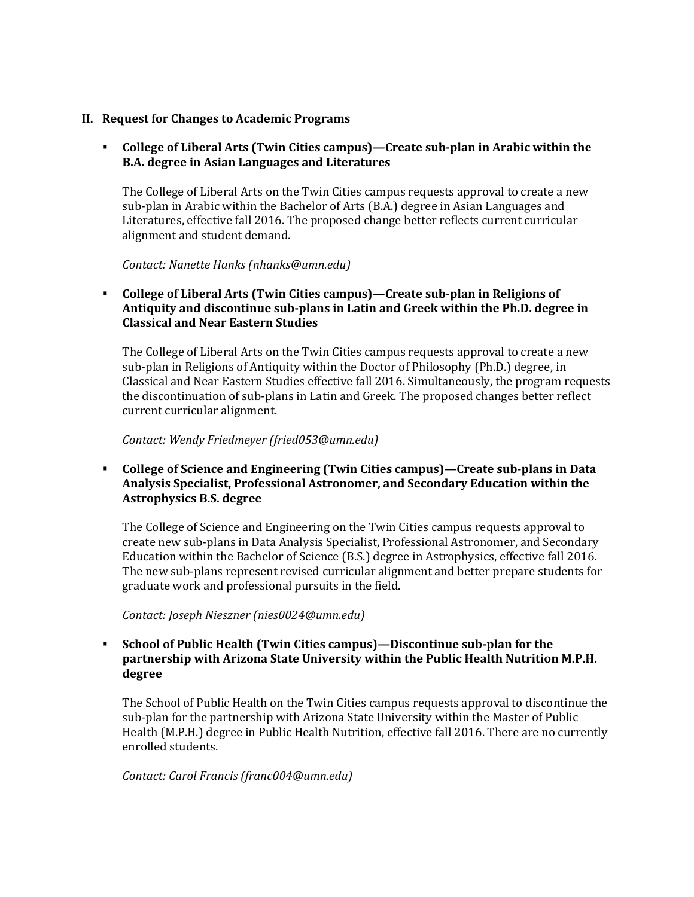## II. Request for Changes to Academic Programs

- **College of Liberal Arts (Twin Cities campus)—Create sub-plan in Arabic within the B.A. degree in Asian Languages and Literatures**

  The College of Liberal Arts on the Twin Cities campus requests approval to create a new sub-plan in Arabic within the Bachelor of Arts (B.A.) degree in Asian Languages and Literatures, effective fall 2016. The proposed change better reflects current curricular alignment and student demand.

  *Contact: Nanette Hanks (nhanks@umn.edu)*

- **College of Liberal Arts (Twin Cities campus)—Create sub-plan in Religions of Antiquity and discontinue sub-plans in Latin and Greek within the Ph.D. degree in Classical and Near Eastern Studies**

  The College of Liberal Arts on the Twin Cities campus requests approval to create a new sub-plan in Religions of Antiquity within the Doctor of Philosophy (Ph.D.) degree, in Classical and Near Eastern Studies effective fall 2016. Simultaneously, the program requests the discontinuation of sub-plans in Latin and Greek. The proposed changes better reflect current curricular alignment.

  *Contact: Wendy Friedmeyer (fried053@umn.edu)*

- **College of Science and Engineering (Twin Cities campus)—Create sub-plans in Data Analysis Specialist, Professional Astronomer, and Secondary Education within the Astrophysics B.S. degree**

  The College of Science and Engineering on the Twin Cities campus requests approval to create new sub-plans in Data Analysis Specialist, Professional Astronomer, and Secondary Education within the Bachelor of Science (B.S.) degree in Astrophysics, effective fall 2016. The new sub-plans represent revised curricular alignment and better prepare students for graduate work and professional pursuits in the field.

  *Contact: Joseph Nieszner (nies0024@umn.edu)*

- **School of Public Health (Twin Cities campus)—Discontinue sub-plan for the partnership with Arizona State University within the Public Health Nutrition M.P.H. degree**

  The School of Public Health on the Twin Cities campus requests approval to discontinue the sub-plan for the partnership with Arizona State University within the Master of Public Health (M.P.H.) degree in Public Health Nutrition, effective fall 2016. There are no currently enrolled students.

  *Contact: Carol Francis (franc004@umn.edu)*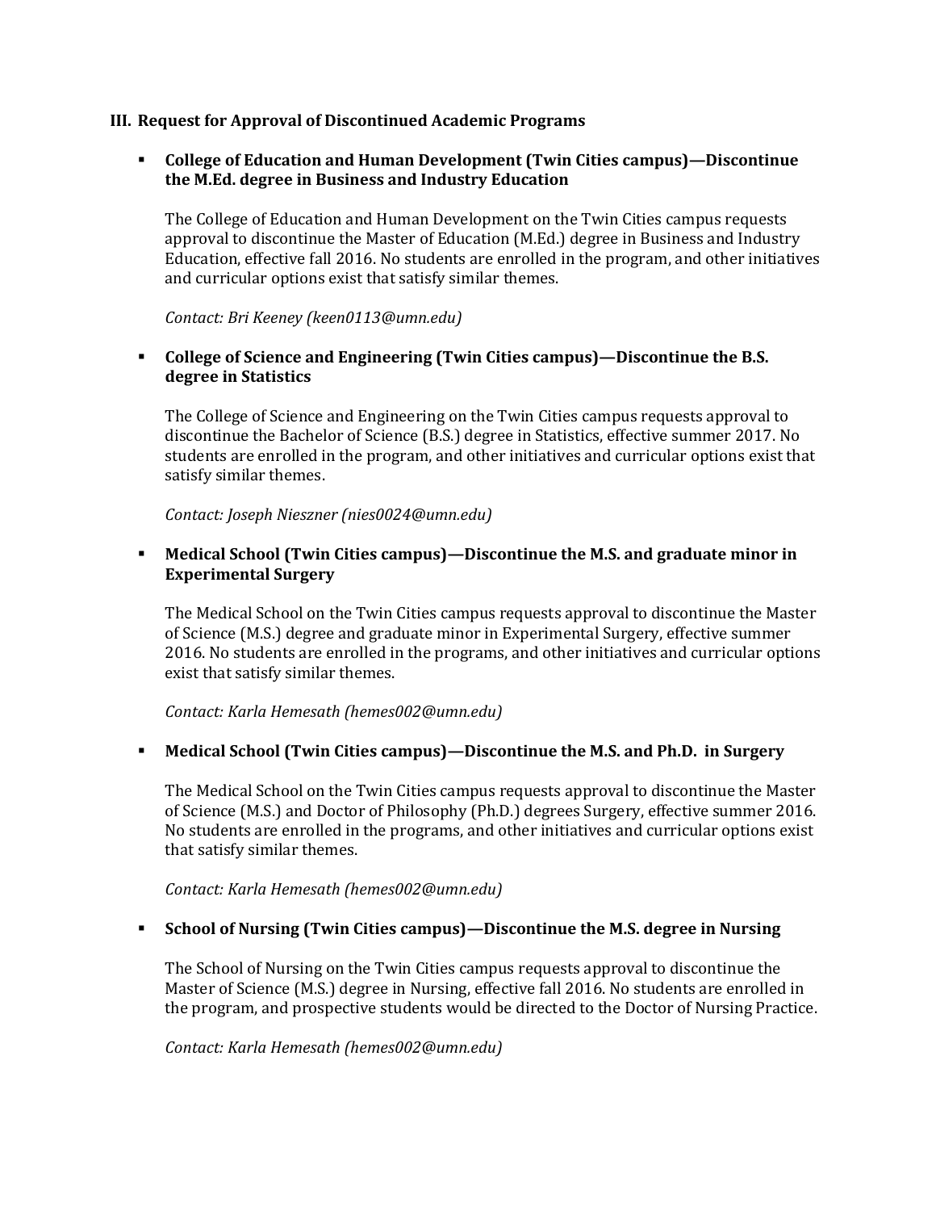## III. Request for Approval of Discontinued Academic Programs

- **College of Education and Human Development (Twin Cities campus)—Discontinue the M.Ed. degree in Business and Industry Education**

  The College of Education and Human Development on the Twin Cities campus requests approval to discontinue the Master of Education (M.Ed.) degree in Business and Industry Education, effective fall 2016. No students are enrolled in the program, and other initiatives and curricular options exist that satisfy similar themes.

  *Contact: Bri Keeney (keen0113@umn.edu)*

- **College of Science and Engineering (Twin Cities campus)—Discontinue the B.S. degree in Statistics**

  The College of Science and Engineering on the Twin Cities campus requests approval to discontinue the Bachelor of Science (B.S.) degree in Statistics, effective summer 2017. No students are enrolled in the program, and other initiatives and curricular options exist that satisfy similar themes.

  *Contact: Joseph Nieszner (nies0024@umn.edu)*

- **Medical School (Twin Cities campus)—Discontinue the M.S. and graduate minor in Experimental Surgery**

  The Medical School on the Twin Cities campus requests approval to discontinue the Master of Science (M.S.) degree and graduate minor in Experimental Surgery, effective summer 2016. No students are enrolled in the programs, and other initiatives and curricular options exist that satisfy similar themes.

  *Contact: Karla Hemesath (hemes002@umn.edu)*

- **Medical School (Twin Cities campus)—Discontinue the M.S. and Ph.D. in Surgery**

  The Medical School on the Twin Cities campus requests approval to discontinue the Master of Science (M.S.) and Doctor of Philosophy (Ph.D.) degrees Surgery, effective summer 2016. No students are enrolled in the programs, and other initiatives and curricular options exist that satisfy similar themes.

  *Contact: Karla Hemesath (hemes002@umn.edu)*

- **School of Nursing (Twin Cities campus)—Discontinue the M.S. degree in Nursing**

  The School of Nursing on the Twin Cities campus requests approval to discontinue the Master of Science (M.S.) degree in Nursing, effective fall 2016. No students are enrolled in the program, and prospective students would be directed to the Doctor of Nursing Practice.

  *Contact: Karla Hemesath (hemes002@umn.edu)*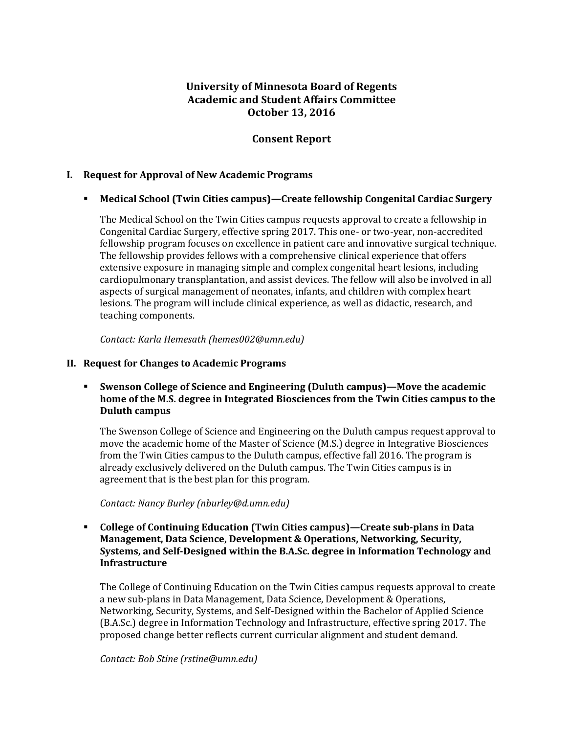**University of Minnesota Board of Regents**
**Academic and Student Affairs Committee**
**October 13, 2016**

**Consent Report**

## I. Request for Approval of New Academic Programs

- **Medical School (Twin Cities campus)—Create fellowship Congenital Cardiac Surgery**

  The Medical School on the Twin Cities campus requests approval to create a fellowship in Congenital Cardiac Surgery, effective spring 2017. This one- or two-year, non-accredited fellowship program focuses on excellence in patient care and innovative surgical technique. The fellowship provides fellows with a comprehensive clinical experience that offers extensive exposure in managing simple and complex congenital heart lesions, including cardiopulmonary transplantation, and assist devices. The fellow will also be involved in all aspects of surgical management of neonates, infants, and children with complex heart lesions. The program will include clinical experience, as well as didactic, research, and teaching components.

  *Contact: Karla Hemesath (hemes002@umn.edu)*

## II. Request for Changes to Academic Programs

- **Swenson College of Science and Engineering (Duluth campus)—Move the academic home of the M.S. degree in Integrated Biosciences from the Twin Cities campus to the Duluth campus**

  The Swenson College of Science and Engineering on the Duluth campus request approval to move the academic home of the Master of Science (M.S.) degree in Integrative Biosciences from the Twin Cities campus to the Duluth campus, effective fall 2016. The program is already exclusively delivered on the Duluth campus. The Twin Cities campus is in agreement that is the best plan for this program.

  *Contact: Nancy Burley (nburley@d.umn.edu)*

- **College of Continuing Education (Twin Cities campus)—Create sub-plans in Data Management, Data Science, Development & Operations, Networking, Security, Systems, and Self-Designed within the B.A.Sc. degree in Information Technology and Infrastructure**

  The College of Continuing Education on the Twin Cities campus requests approval to create a new sub-plans in Data Management, Data Science, Development & Operations, Networking, Security, Systems, and Self-Designed within the Bachelor of Applied Science (B.A.Sc.) degree in Information Technology and Infrastructure, effective spring 2017. The proposed change better reflects current curricular alignment and student demand.

  *Contact: Bob Stine (rstine@umn.edu)*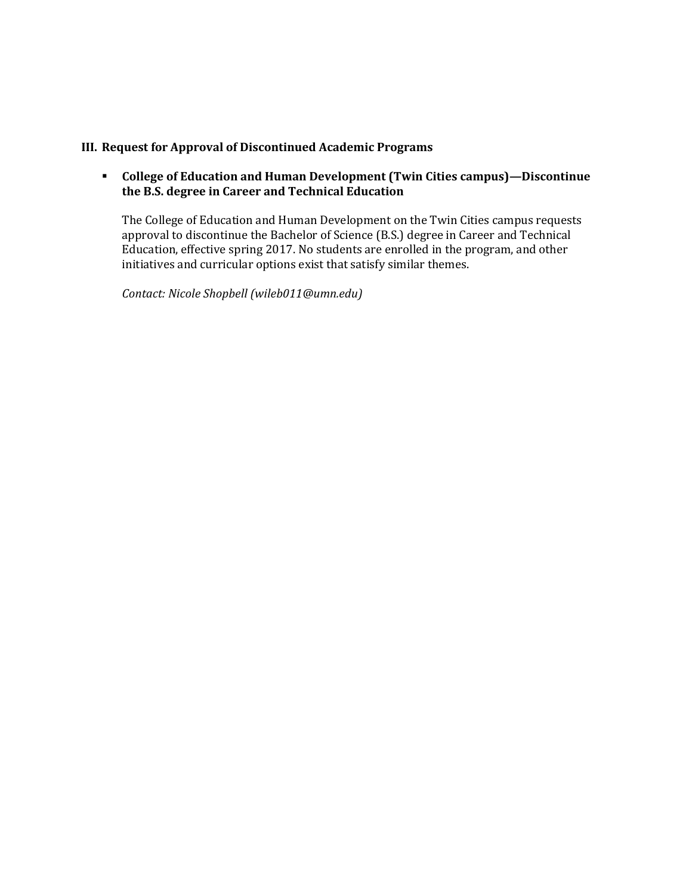## III. Request for Approval of Discontinued Academic Programs

- **College of Education and Human Development (Twin Cities campus)—Discontinue the B.S. degree in Career and Technical Education**

  The College of Education and Human Development on the Twin Cities campus requests approval to discontinue the Bachelor of Science (B.S.) degree in Career and Technical Education, effective spring 2017. No students are enrolled in the program, and other initiatives and curricular options exist that satisfy similar themes.

  *Contact: Nicole Shopbell (wileb011@umn.edu)*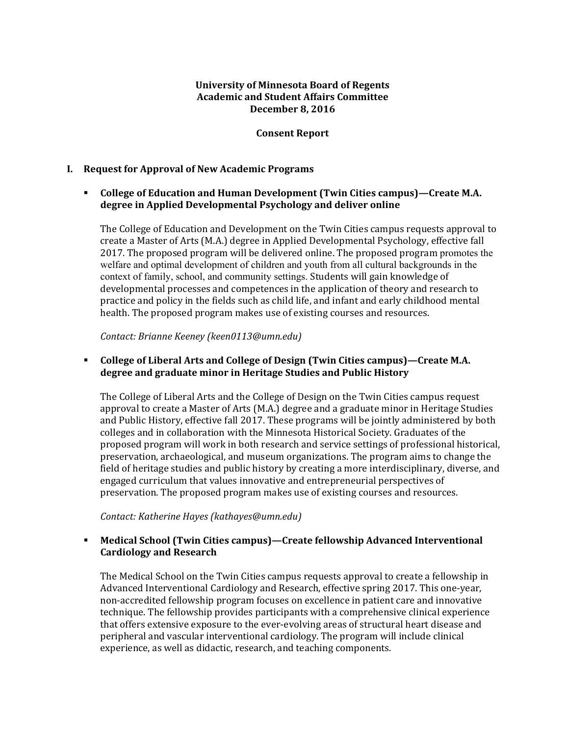**University of Minnesota Board of Regents**
**Academic and Student Affairs Committee**
**December 8, 2016**

**Consent Report**

## I. Request for Approval of New Academic Programs

- **College of Education and Human Development (Twin Cities campus)—Create M.A. degree in Applied Developmental Psychology and deliver online**

  The College of Education and Development on the Twin Cities campus requests approval to create a Master of Arts (M.A.) degree in Applied Developmental Psychology, effective fall 2017. The proposed program will be delivered online. The proposed program promotes the welfare and optimal development of children and youth from all cultural backgrounds in the context of family, school, and community settings. Students will gain knowledge of developmental processes and competences in the application of theory and research to practice and policy in the fields such as child life, and infant and early childhood mental health. The proposed program makes use of existing courses and resources.

  *Contact: Brianne Keeney (keen0113@umn.edu)*

- **College of Liberal Arts and College of Design (Twin Cities campus)—Create M.A. degree and graduate minor in Heritage Studies and Public History**

  The College of Liberal Arts and the College of Design on the Twin Cities campus request approval to create a Master of Arts (M.A.) degree and a graduate minor in Heritage Studies and Public History, effective fall 2017. These programs will be jointly administered by both colleges and in collaboration with the Minnesota Historical Society. Graduates of the proposed program will work in both research and service settings of professional historical, preservation, archaeological, and museum organizations. The program aims to change the field of heritage studies and public history by creating a more interdisciplinary, diverse, and engaged curriculum that values innovative and entrepreneurial perspectives of preservation. The proposed program makes use of existing courses and resources.

  *Contact: Katherine Hayes (kathayes@umn.edu)*

- **Medical School (Twin Cities campus)—Create fellowship Advanced Interventional Cardiology and Research**

  The Medical School on the Twin Cities campus requests approval to create a fellowship in Advanced Interventional Cardiology and Research, effective spring 2017. This one-year, non-accredited fellowship program focuses on excellence in patient care and innovative technique. The fellowship provides participants with a comprehensive clinical experience that offers extensive exposure to the ever-evolving areas of structural heart disease and peripheral and vascular interventional cardiology. The program will include clinical experience, as well as didactic, research, and teaching components.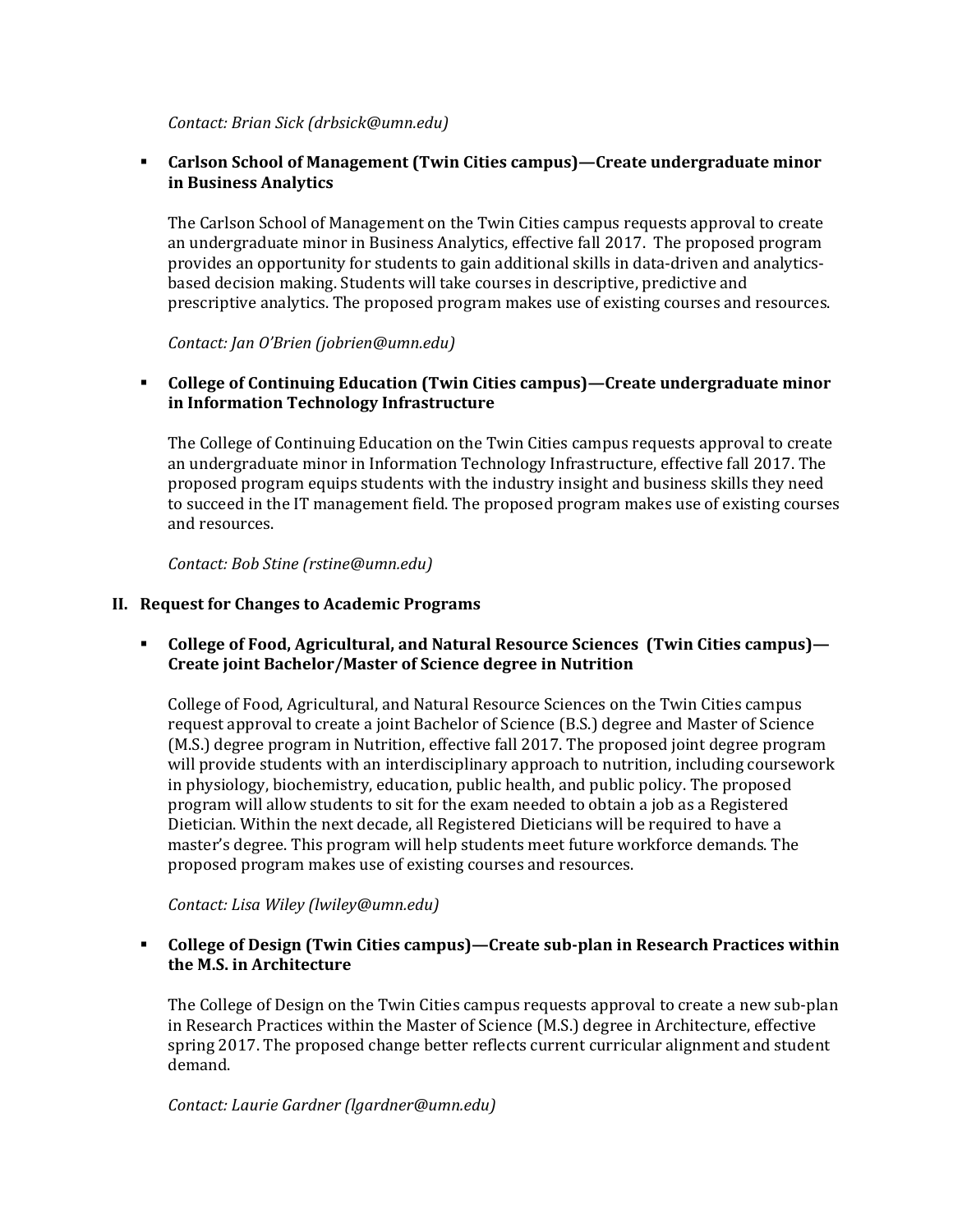*Contact: Brian Sick (drbsick@umn.edu)*

- **Carlson School of Management (Twin Cities campus)—Create undergraduate minor in Business Analytics**

  The Carlson School of Management on the Twin Cities campus requests approval to create an undergraduate minor in Business Analytics, effective fall 2017. The proposed program provides an opportunity for students to gain additional skills in data-driven and analytics-based decision making. Students will take courses in descriptive, predictive and prescriptive analytics. The proposed program makes use of existing courses and resources.

  *Contact: Jan O'Brien (jobrien@umn.edu)*

- **College of Continuing Education (Twin Cities campus)—Create undergraduate minor in Information Technology Infrastructure**

  The College of Continuing Education on the Twin Cities campus requests approval to create an undergraduate minor in Information Technology Infrastructure, effective fall 2017. The proposed program equips students with the industry insight and business skills they need to succeed in the IT management field. The proposed program makes use of existing courses and resources.

  *Contact: Bob Stine (rstine@umn.edu)*

## II. Request for Changes to Academic Programs

- **College of Food, Agricultural, and Natural Resource Sciences (Twin Cities campus)—Create joint Bachelor/Master of Science degree in Nutrition**

  College of Food, Agricultural, and Natural Resource Sciences on the Twin Cities campus request approval to create a joint Bachelor of Science (B.S.) degree and Master of Science (M.S.) degree program in Nutrition, effective fall 2017. The proposed joint degree program will provide students with an interdisciplinary approach to nutrition, including coursework in physiology, biochemistry, education, public health, and public policy. The proposed program will allow students to sit for the exam needed to obtain a job as a Registered Dietician. Within the next decade, all Registered Dieticians will be required to have a master's degree. This program will help students meet future workforce demands. The proposed program makes use of existing courses and resources.

  *Contact: Lisa Wiley (lwiley@umn.edu)*

- **College of Design (Twin Cities campus)—Create sub-plan in Research Practices within the M.S. in Architecture**

  The College of Design on the Twin Cities campus requests approval to create a new sub-plan in Research Practices within the Master of Science (M.S.) degree in Architecture, effective spring 2017. The proposed change better reflects current curricular alignment and student demand.

  *Contact: Laurie Gardner (lgardner@umn.edu)*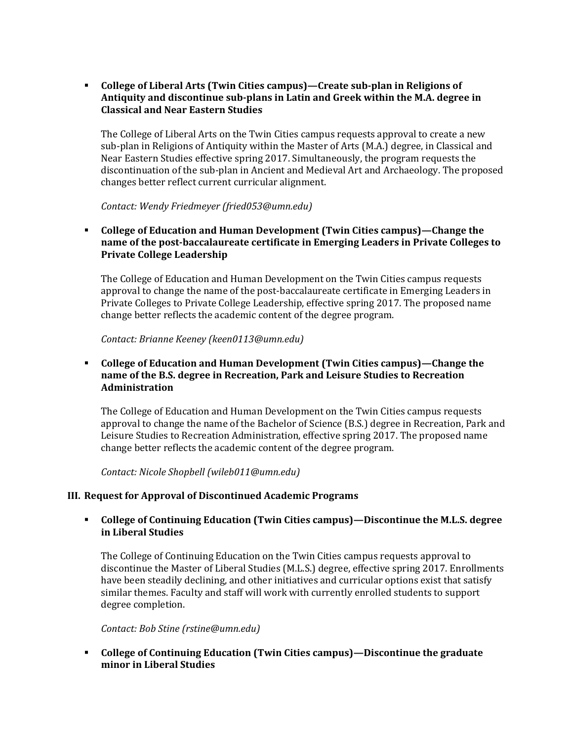- **College of Liberal Arts (Twin Cities campus)—Create sub-plan in Religions of Antiquity and discontinue sub-plans in Latin and Greek within the M.A. degree in Classical and Near Eastern Studies**

  The College of Liberal Arts on the Twin Cities campus requests approval to create a new sub-plan in Religions of Antiquity within the Master of Arts (M.A.) degree, in Classical and Near Eastern Studies effective spring 2017. Simultaneously, the program requests the discontinuation of the sub-plan in Ancient and Medieval Art and Archaeology. The proposed changes better reflect current curricular alignment.

  *Contact: Wendy Friedmeyer (fried053@umn.edu)*

- **College of Education and Human Development (Twin Cities campus)—Change the name of the post-baccalaureate certificate in Emerging Leaders in Private Colleges to Private College Leadership**

  The College of Education and Human Development on the Twin Cities campus requests approval to change the name of the post-baccalaureate certificate in Emerging Leaders in Private Colleges to Private College Leadership, effective spring 2017. The proposed name change better reflects the academic content of the degree program.

  *Contact: Brianne Keeney (keen0113@umn.edu)*

- **College of Education and Human Development (Twin Cities campus)—Change the name of the B.S. degree in Recreation, Park and Leisure Studies to Recreation Administration**

  The College of Education and Human Development on the Twin Cities campus requests approval to change the name of the Bachelor of Science (B.S.) degree in Recreation, Park and Leisure Studies to Recreation Administration, effective spring 2017. The proposed name change better reflects the academic content of the degree program.

  *Contact: Nicole Shopbell (wileb011@umn.edu)*

### III. Request for Approval of Discontinued Academic Programs

- **College of Continuing Education (Twin Cities campus)—Discontinue the M.L.S. degree in Liberal Studies**

  The College of Continuing Education on the Twin Cities campus requests approval to discontinue the Master of Liberal Studies (M.L.S.) degree, effective spring 2017. Enrollments have been steadily declining, and other initiatives and curricular options exist that satisfy similar themes. Faculty and staff will work with currently enrolled students to support degree completion.

  *Contact: Bob Stine (rstine@umn.edu)*

- **College of Continuing Education (Twin Cities campus)—Discontinue the graduate minor in Liberal Studies**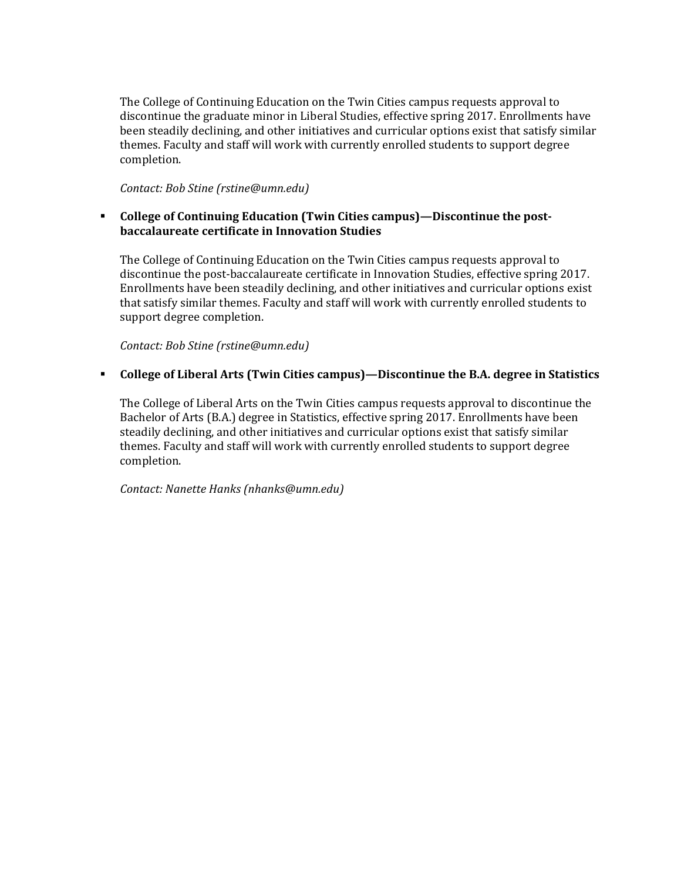The College of Continuing Education on the Twin Cities campus requests approval to discontinue the graduate minor in Liberal Studies, effective spring 2017. Enrollments have been steadily declining, and other initiatives and curricular options exist that satisfy similar themes. Faculty and staff will work with currently enrolled students to support degree completion.

*Contact: Bob Stine (rstine@umn.edu)*

- **College of Continuing Education (Twin Cities campus)—Discontinue the post-baccalaureate certificate in Innovation Studies**

  The College of Continuing Education on the Twin Cities campus requests approval to discontinue the post-baccalaureate certificate in Innovation Studies, effective spring 2017. Enrollments have been steadily declining, and other initiatives and curricular options exist that satisfy similar themes. Faculty and staff will work with currently enrolled students to support degree completion.

  *Contact: Bob Stine (rstine@umn.edu)*

- **College of Liberal Arts (Twin Cities campus)—Discontinue the B.A. degree in Statistics**

  The College of Liberal Arts on the Twin Cities campus requests approval to discontinue the Bachelor of Arts (B.A.) degree in Statistics, effective spring 2017. Enrollments have been steadily declining, and other initiatives and curricular options exist that satisfy similar themes. Faculty and staff will work with currently enrolled students to support degree completion.

  *Contact: Nanette Hanks (nhanks@umn.edu)*